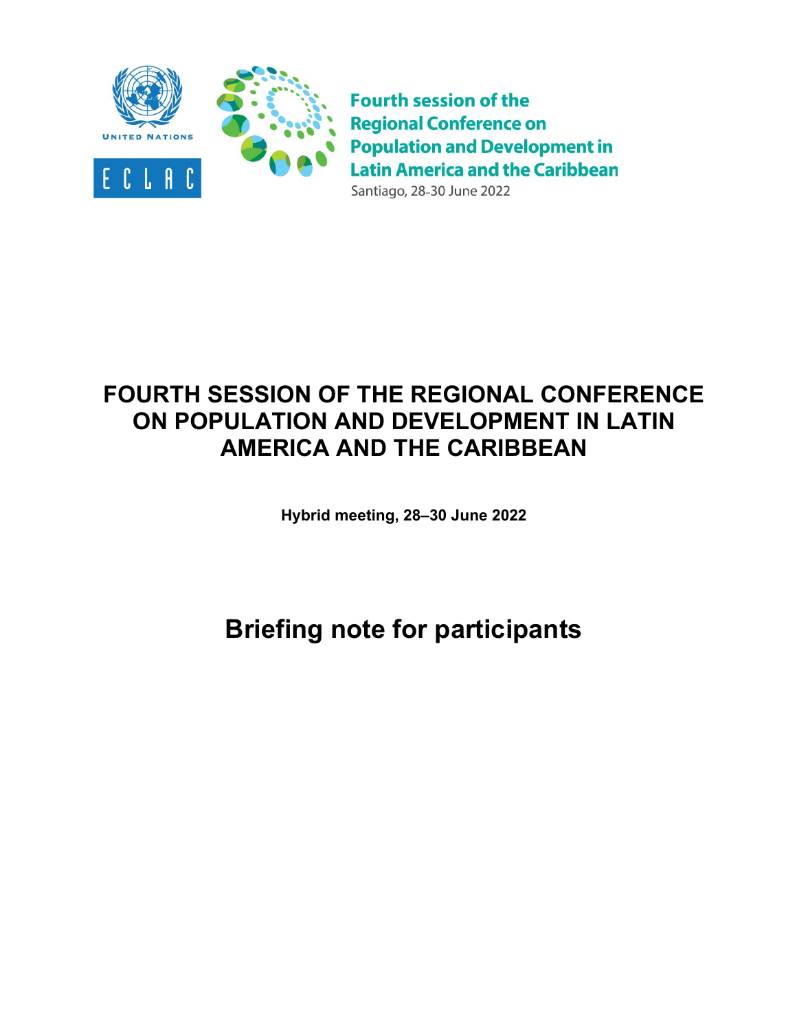UNITED NATIONS

ECLAC

Fourth session of the Regional Conference on Population and Development in Latin America and the Caribbean

Santiago, 28-30 June 2022

# FOURTH SESSION OF THE REGIONAL CONFERENCE ON POPULATION AND DEVELOPMENT IN LATIN AMERICA AND THE CARIBBEAN

**Hybrid meeting, 28–30 June 2022**

# Briefing note for participants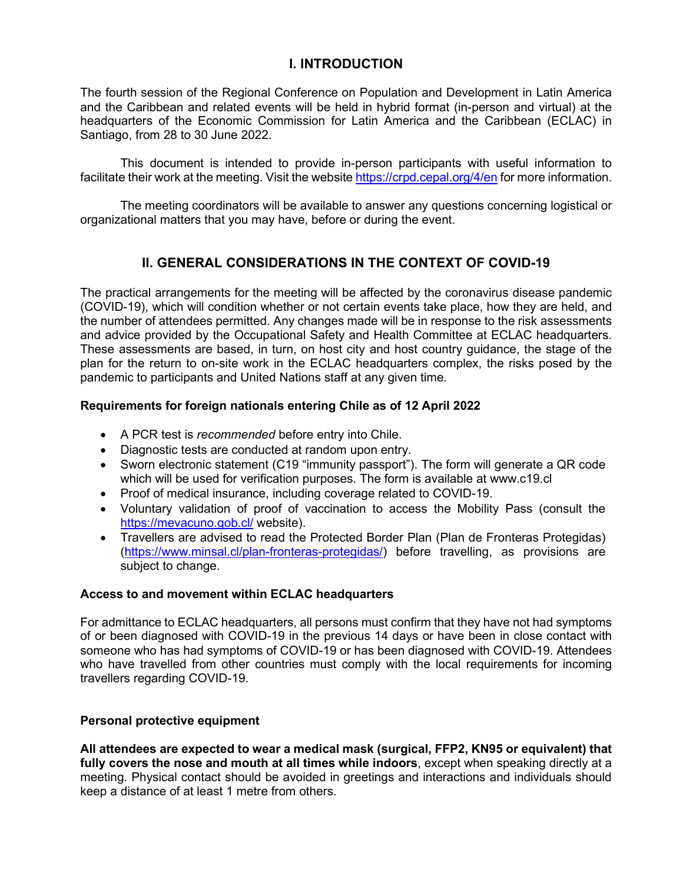# I. INTRODUCTION

The fourth session of the Regional Conference on Population and Development in Latin America and the Caribbean and related events will be held in hybrid format (in-person and virtual) at the headquarters of the Economic Commission for Latin America and the Caribbean (ECLAC) in Santiago, from 28 to 30 June 2022.

This document is intended to provide in-person participants with useful information to facilitate their work at the meeting. Visit the website https://crpd.cepal.org/4/en for more information.

The meeting coordinators will be available to answer any questions concerning logistical or organizational matters that you may have, before or during the event.

# II. GENERAL CONSIDERATIONS IN THE CONTEXT OF COVID-19

The practical arrangements for the meeting will be affected by the coronavirus disease pandemic (COVID-19), which will condition whether or not certain events take place, how they are held, and the number of attendees permitted. Any changes made will be in response to the risk assessments and advice provided by the Occupational Safety and Health Committee at ECLAC headquarters. These assessments are based, in turn, on host city and host country guidance, the stage of the plan for the return to on-site work in the ECLAC headquarters complex, the risks posed by the pandemic to participants and United Nations staff at any given time.

**Requirements for foreign nationals entering Chile as of 12 April 2022**

- A PCR test is *recommended* before entry into Chile.
- Diagnostic tests are conducted at random upon entry.
- Sworn electronic statement (C19 "immunity passport"). The form will generate a QR code which will be used for verification purposes. The form is available at www.c19.cl
- Proof of medical insurance, including coverage related to COVID-19.
- Voluntary validation of proof of vaccination to access the Mobility Pass (consult the https://mevacuno.gob.cl/ website).
- Travellers are advised to read the Protected Border Plan (Plan de Fronteras Protegidas) (https://www.minsal.cl/plan-fronteras-protegidas/) before travelling, as provisions are subject to change.

**Access to and movement within ECLAC headquarters**

For admittance to ECLAC headquarters, all persons must confirm that they have not had symptoms of or been diagnosed with COVID-19 in the previous 14 days or have been in close contact with someone who has had symptoms of COVID-19 or has been diagnosed with COVID-19. Attendees who have travelled from other countries must comply with the local requirements for incoming travellers regarding COVID-19.

**Personal protective equipment**

**All attendees are expected to wear a medical mask (surgical, FFP2, KN95 or equivalent) that fully covers the nose and mouth at all times while indoors**, except when speaking directly at a meeting. Physical contact should be avoided in greetings and interactions and individuals should keep a distance of at least 1 metre from others.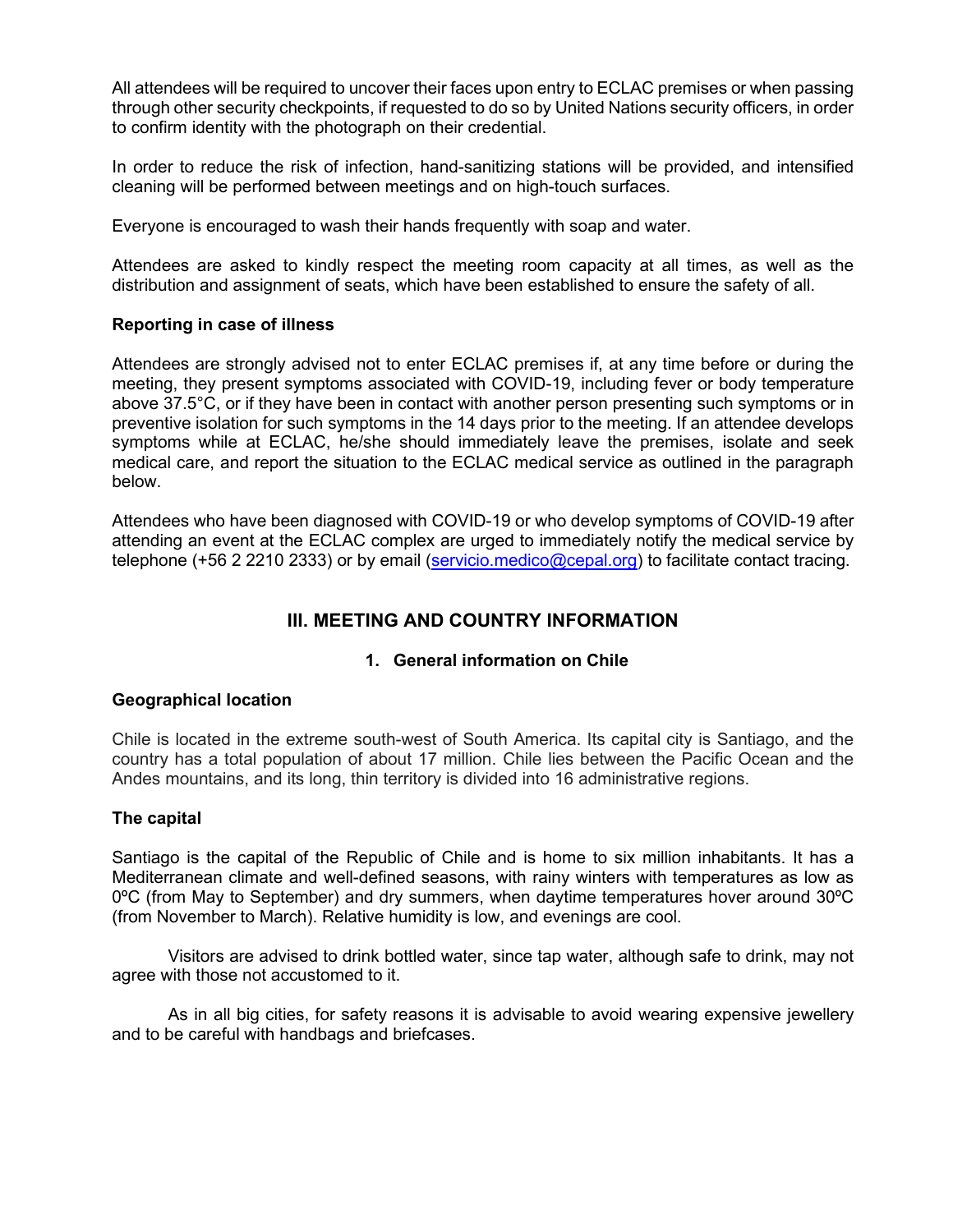All attendees will be required to uncover their faces upon entry to ECLAC premises or when passing through other security checkpoints, if requested to do so by United Nations security officers, in order to confirm identity with the photograph on their credential.

In order to reduce the risk of infection, hand-sanitizing stations will be provided, and intensified cleaning will be performed between meetings and on high-touch surfaces.

Everyone is encouraged to wash their hands frequently with soap and water.

Attendees are asked to kindly respect the meeting room capacity at all times, as well as the distribution and assignment of seats, which have been established to ensure the safety of all.

**Reporting in case of illness**

Attendees are strongly advised not to enter ECLAC premises if, at any time before or during the meeting, they present symptoms associated with COVID-19, including fever or body temperature above 37.5°C, or if they have been in contact with another person presenting such symptoms or in preventive isolation for such symptoms in the 14 days prior to the meeting. If an attendee develops symptoms while at ECLAC, he/she should immediately leave the premises, isolate and seek medical care, and report the situation to the ECLAC medical service as outlined in the paragraph below.

Attendees who have been diagnosed with COVID-19 or who develop symptoms of COVID-19 after attending an event at the ECLAC complex are urged to immediately notify the medical service by telephone (+56 2 2210 2333) or by email (servicio.medico@cepal.org) to facilitate contact tracing.

## III. MEETING AND COUNTRY INFORMATION

### 1. General information on Chile

**Geographical location**

Chile is located in the extreme south-west of South America. Its capital city is Santiago, and the country has a total population of about 17 million. Chile lies between the Pacific Ocean and the Andes mountains, and its long, thin territory is divided into 16 administrative regions.

**The capital**

Santiago is the capital of the Republic of Chile and is home to six million inhabitants. It has a Mediterranean climate and well-defined seasons, with rainy winters with temperatures as low as 0ºC (from May to September) and dry summers, when daytime temperatures hover around 30ºC (from November to March). Relative humidity is low, and evenings are cool.

Visitors are advised to drink bottled water, since tap water, although safe to drink, may not agree with those not accustomed to it.

As in all big cities, for safety reasons it is advisable to avoid wearing expensive jewellery and to be careful with handbags and briefcases.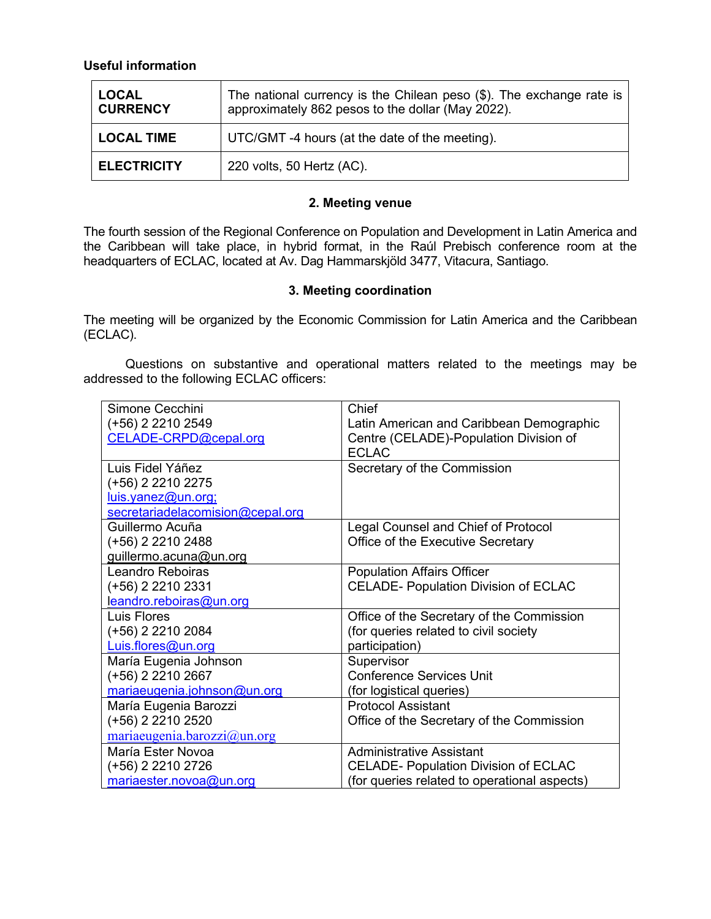**Useful information**

| | |
|---|---|
| **LOCAL CURRENCY** | The national currency is the Chilean peso ($). The exchange rate is approximately 862 pesos to the dollar (May 2022). |
| **LOCAL TIME** | UTC/GMT -4 hours (at the date of the meeting). |
| **ELECTRICITY** | 220 volts, 50 Hertz (AC). |

## 2. Meeting venue

The fourth session of the Regional Conference on Population and Development in Latin America and the Caribbean will take place, in hybrid format, in the Raúl Prebisch conference room at the headquarters of ECLAC, located at Av. Dag Hammarskjöld 3477, Vitacura, Santiago.

## 3. Meeting coordination

The meeting will be organized by the Economic Commission for Latin America and the Caribbean (ECLAC).

Questions on substantive and operational matters related to the meetings may be addressed to the following ECLAC officers:

| | |
|---|---|
| Simone Cecchini<br>(+56) 2 2210 2549<br>CELADE-CRPD@cepal.org | Chief<br>Latin American and Caribbean Demographic Centre (CELADE)-Population Division of ECLAC |
| Luis Fidel Yáñez<br>(+56) 2 2210 2275<br>luis.yanez@un.org;<br>secretariadelacomision@cepal.org | Secretary of the Commission |
| Guillermo Acuña<br>(+56) 2 2210 2488<br>guillermo.acuna@un.org | Legal Counsel and Chief of Protocol<br>Office of the Executive Secretary |
| Leandro Reboiras<br>(+56) 2 2210 2331<br>leandro.reboiras@un.org | Population Affairs Officer<br>CELADE- Population Division of ECLAC |
| Luis Flores<br>(+56) 2 2210 2084<br>Luis.flores@un.org | Office of the Secretary of the Commission<br>(for queries related to civil society participation) |
| María Eugenia Johnson<br>(+56) 2 2210 2667<br>mariaeugenia.johnson@un.org | Supervisor<br>Conference Services Unit<br>(for logistical queries) |
| María Eugenia Barozzi<br>(+56) 2 2210 2520<br>mariaeugenia.barozzi@un.org | Protocol Assistant<br>Office of the Secretary of the Commission |
| María Ester Novoa<br>(+56) 2 2210 2726<br>mariaester.novoa@un.org | Administrative Assistant<br>CELADE- Population Division of ECLAC<br>(for queries related to operational aspects) |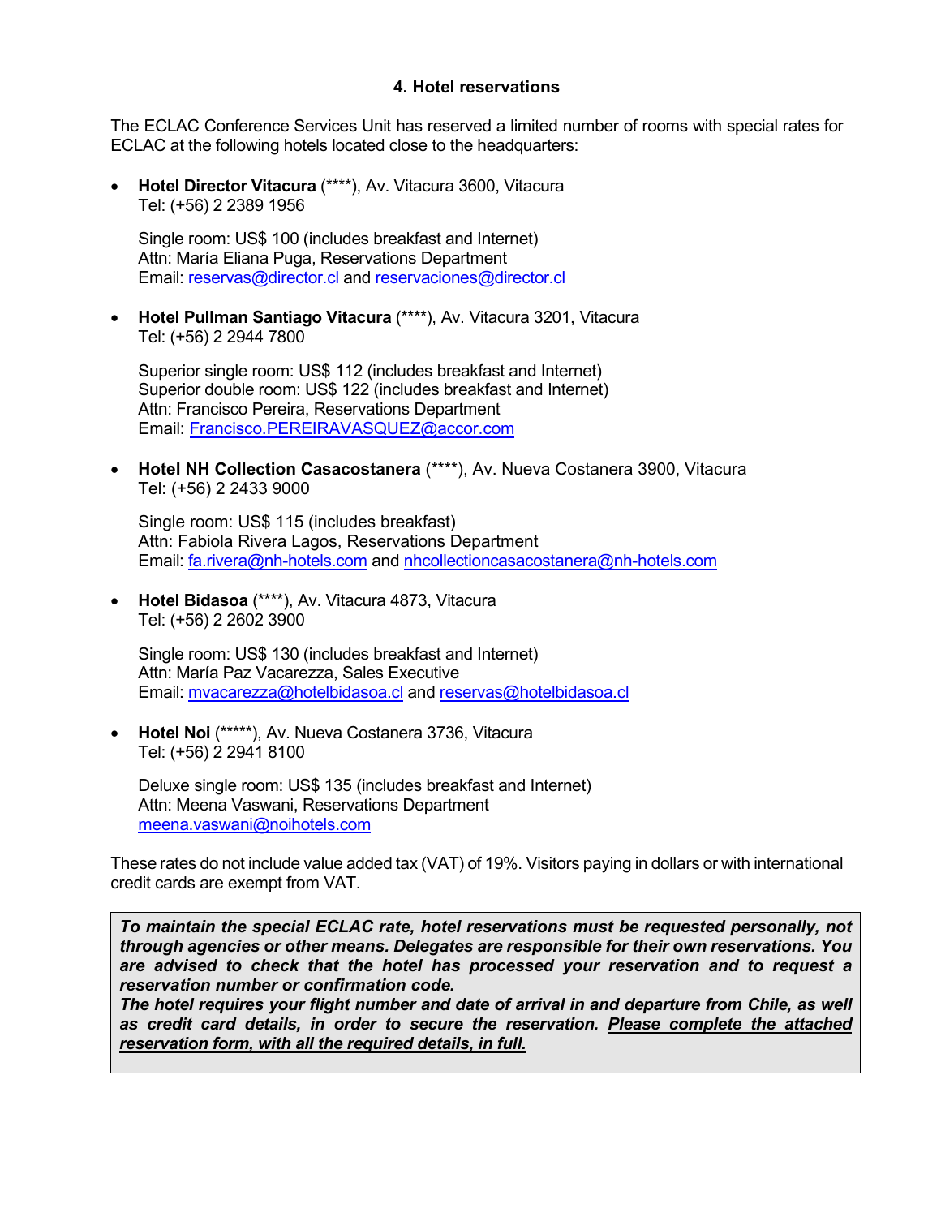## 4. Hotel reservations

The ECLAC Conference Services Unit has reserved a limited number of rooms with special rates for ECLAC at the following hotels located close to the headquarters:

- **Hotel Director Vitacura** (****), Av. Vitacura 3600, Vitacura
  Tel: (+56) 2 2389 1956

  Single room: US$ 100 (includes breakfast and Internet)
  Attn: María Eliana Puga, Reservations Department
  Email: reservas@director.cl and reservaciones@director.cl

- **Hotel Pullman Santiago Vitacura** (****), Av. Vitacura 3201, Vitacura
  Tel: (+56) 2 2944 7800

  Superior single room: US$ 112 (includes breakfast and Internet)
  Superior double room: US$ 122 (includes breakfast and Internet)
  Attn: Francisco Pereira, Reservations Department
  Email: Francisco.PEREIRAVASQUEZ@accor.com

- **Hotel NH Collection Casacostanera** (****), Av. Nueva Costanera 3900, Vitacura
  Tel: (+56) 2 2433 9000

  Single room: US$ 115 (includes breakfast)
  Attn: Fabiola Rivera Lagos, Reservations Department
  Email: fa.rivera@nh-hotels.com and nhcollectioncasacostanera@nh-hotels.com

- **Hotel Bidasoa** (****), Av. Vitacura 4873, Vitacura
  Tel: (+56) 2 2602 3900

  Single room: US$ 130 (includes breakfast and Internet)
  Attn: María Paz Vacarezza, Sales Executive
  Email: mvacarezza@hotelbidasoa.cl and reservas@hotelbidasoa.cl

- **Hotel Noi** (*****), Av. Nueva Costanera 3736, Vitacura
  Tel: (+56) 2 2941 8100

  Deluxe single room: US$ 135 (includes breakfast and Internet)
  Attn: Meena Vaswani, Reservations Department
  meena.vaswani@noihotels.com

These rates do not include value added tax (VAT) of 19%. Visitors paying in dollars or with international credit cards are exempt from VAT.

> ***To maintain the special ECLAC rate, hotel reservations must be requested personally, not through agencies or other means. Delegates are responsible for their own reservations. You are advised to check that the hotel has processed your reservation and to request a reservation number or confirmation code.***
> ***The hotel requires your flight number and date of arrival in and departure from Chile, as well as credit card details, in order to secure the reservation. <u>Please complete the attached reservation form, with all the required details, in full.</u>***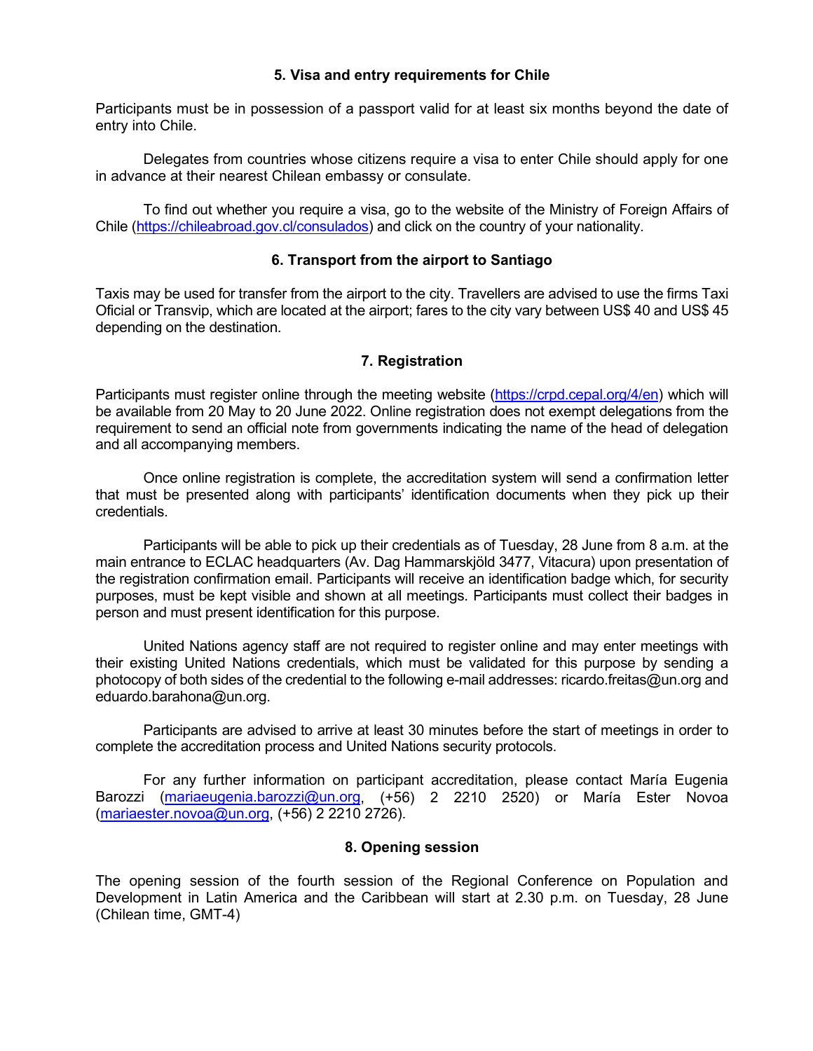## 5. Visa and entry requirements for Chile

Participants must be in possession of a passport valid for at least six months beyond the date of entry into Chile.

Delegates from countries whose citizens require a visa to enter Chile should apply for one in advance at their nearest Chilean embassy or consulate.

To find out whether you require a visa, go to the website of the Ministry of Foreign Affairs of Chile (https://chileabroad.gov.cl/consulados) and click on the country of your nationality.

## 6. Transport from the airport to Santiago

Taxis may be used for transfer from the airport to the city. Travellers are advised to use the firms Taxi Oficial or Transvip, which are located at the airport; fares to the city vary between US$ 40 and US$ 45 depending on the destination.

## 7. Registration

Participants must register online through the meeting website (https://crpd.cepal.org/4/en) which will be available from 20 May to 20 June 2022. Online registration does not exempt delegations from the requirement to send an official note from governments indicating the name of the head of delegation and all accompanying members.

Once online registration is complete, the accreditation system will send a confirmation letter that must be presented along with participants' identification documents when they pick up their credentials.

Participants will be able to pick up their credentials as of Tuesday, 28 June from 8 a.m. at the main entrance to ECLAC headquarters (Av. Dag Hammarskjöld 3477, Vitacura) upon presentation of the registration confirmation email. Participants will receive an identification badge which, for security purposes, must be kept visible and shown at all meetings. Participants must collect their badges in person and must present identification for this purpose.

United Nations agency staff are not required to register online and may enter meetings with their existing United Nations credentials, which must be validated for this purpose by sending a photocopy of both sides of the credential to the following e-mail addresses: ricardo.freitas@un.org and eduardo.barahona@un.org.

Participants are advised to arrive at least 30 minutes before the start of meetings in order to complete the accreditation process and United Nations security protocols.

For any further information on participant accreditation, please contact María Eugenia Barozzi (mariaeugenia.barozzi@un.org, (+56) 2 2210 2520) or María Ester Novoa (mariaester.novoa@un.org, (+56) 2 2210 2726).

## 8. Opening session

The opening session of the fourth session of the Regional Conference on Population and Development in Latin America and the Caribbean will start at 2.30 p.m. on Tuesday, 28 June (Chilean time, GMT-4)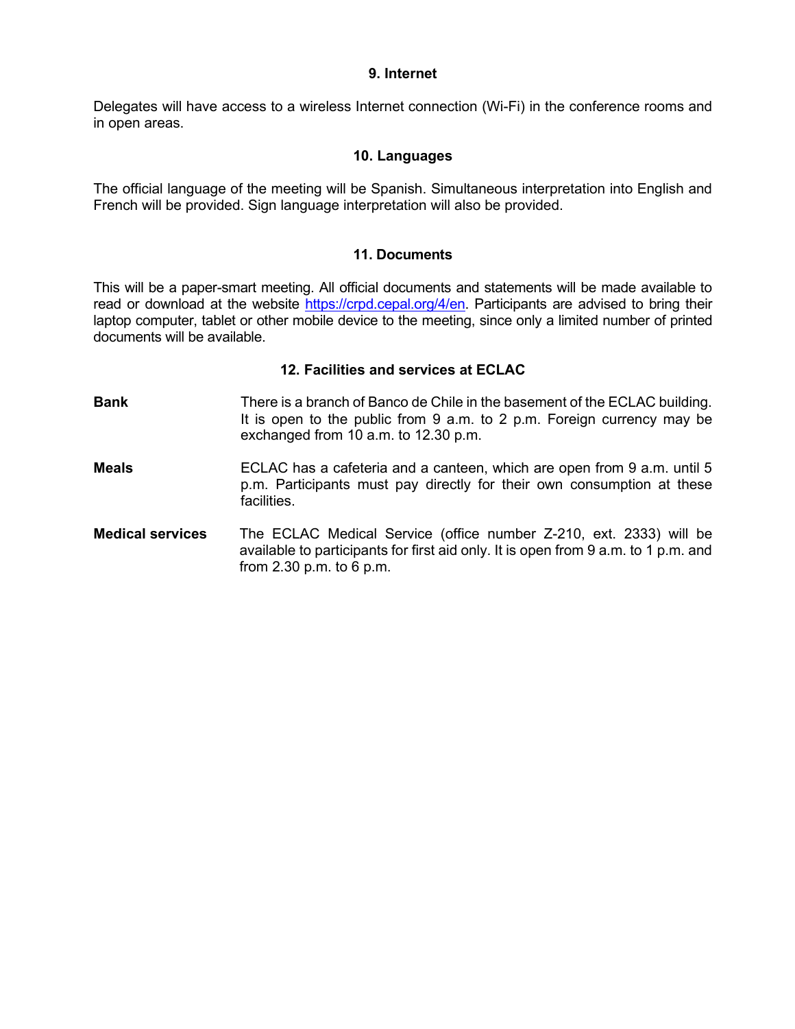## 9. Internet

Delegates will have access to a wireless Internet connection (Wi-Fi) in the conference rooms and in open areas.

## 10. Languages

The official language of the meeting will be Spanish. Simultaneous interpretation into English and French will be provided. Sign language interpretation will also be provided.

## 11. Documents

This will be a paper-smart meeting. All official documents and statements will be made available to read or download at the website [https://crpd.cepal.org/4/en](https://crpd.cepal.org/4/en). Participants are advised to bring their laptop computer, tablet or other mobile device to the meeting, since only a limited number of printed documents will be available.

## 12. Facilities and services at ECLAC

**Bank** — There is a branch of Banco de Chile in the basement of the ECLAC building. It is open to the public from 9 a.m. to 2 p.m. Foreign currency may be exchanged from 10 a.m. to 12.30 p.m.

**Meals** — ECLAC has a cafeteria and a canteen, which are open from 9 a.m. until 5 p.m. Participants must pay directly for their own consumption at these facilities.

**Medical services** — The ECLAC Medical Service (office number Z-210, ext. 2333) will be available to participants for first aid only. It is open from 9 a.m. to 1 p.m. and from 2.30 p.m. to 6 p.m.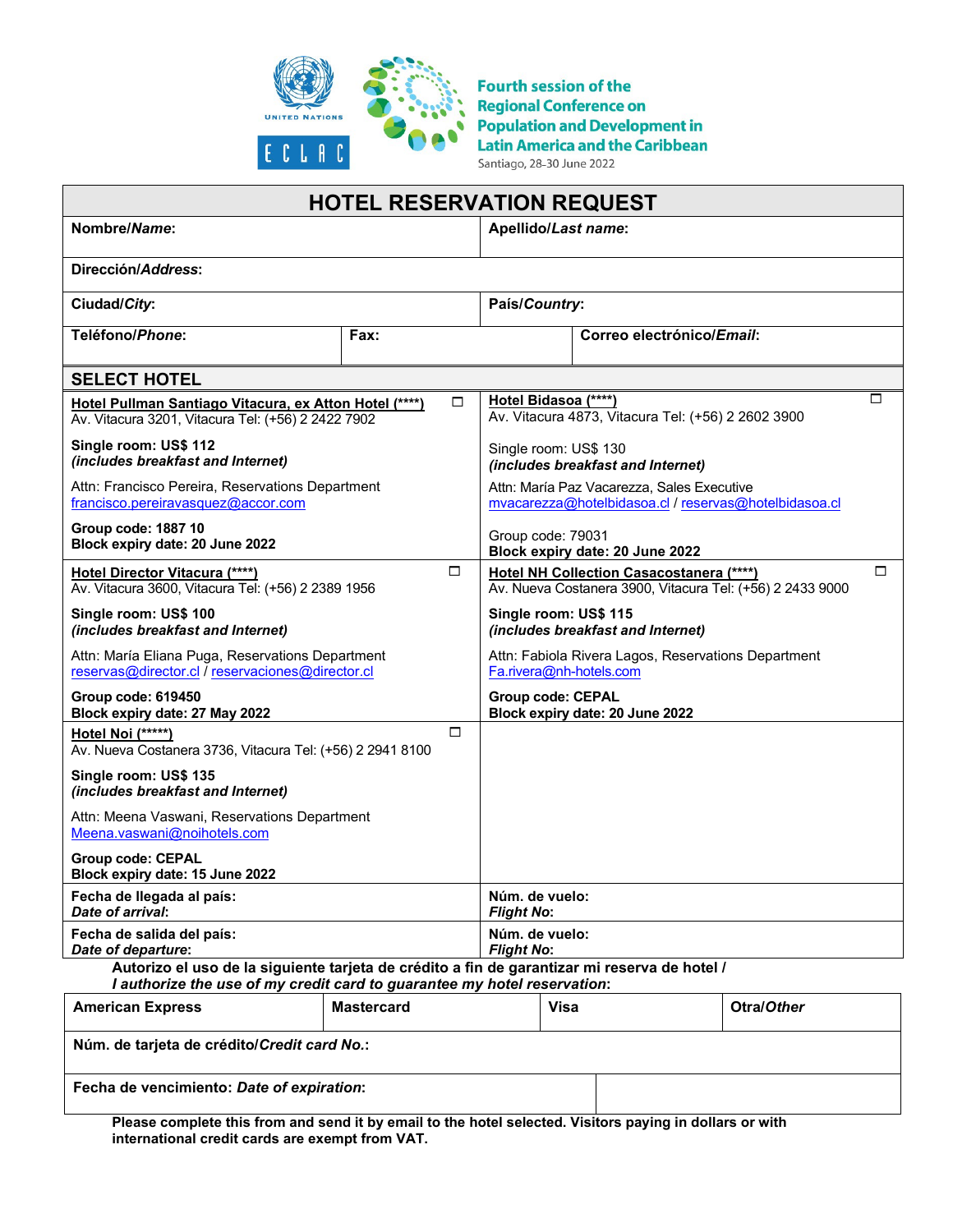Fourth session of the Regional Conference on Population and Development in Latin America and the Caribbean
Santiago, 28-30 June 2022

# HOTEL RESERVATION REQUEST

| | |
|---|---|
| **Nombre/*Name*:** | **Apellido/*Last name*:** |
| **Dirección/*Address*:** | |
| **Ciudad/*City*:** | **País/*Country*:** |
| **Teléfono/*Phone*:** **Fax:** | **Correo electrónico/*Email*:** |

## SELECT HOTEL

| | |
|---|---|
| **Hotel Pullman Santiago Vitacura, ex Atton Hotel (****)** ☐<br>Av. Vitacura 3201, Vitacura Tel: (+56) 2 2422 7902<br><br>**Single room: US$ 112**<br>***(includes breakfast and Internet)***<br><br>Attn: Francisco Pereira, Reservations Department<br>francisco.pereiravasquez@accor.com<br><br>**Group code: 1887 10**<br>**Block expiry date: 20 June 2022** | **Hotel Bidasoa (****)** ☐<br>Av. Vitacura 4873, Vitacura Tel: (+56) 2 2602 3900<br><br>Single room: US$ 130<br>***(includes breakfast and Internet)***<br><br>Attn: María Paz Vacarezza, Sales Executive<br>mvacarezza@hotelbidasoa.cl / reservas@hotelbidasoa.cl<br><br>Group code: 79031<br>**Block expiry date: 20 June 2022** |
| **Hotel Director Vitacura (****)** ☐<br>Av. Vitacura 3600, Vitacura Tel: (+56) 2 2389 1956<br><br>**Single room: US$ 100**<br>***(includes breakfast and Internet)***<br><br>Attn: María Eliana Puga, Reservations Department<br>reservas@director.cl / reservaciones@director.cl<br><br>**Group code: 619450**<br>**Block expiry date: 27 May 2022** | **Hotel NH Collection Casacostanera (****)** ☐<br>Av. Nueva Costanera 3900, Vitacura Tel: (+56) 2 2433 9000<br><br>**Single room: US$ 115**<br>***(includes breakfast and Internet)***<br><br>Attn: Fabiola Rivera Lagos, Reservations Department<br>Fa.rivera@nh-hotels.com<br><br>**Group code: CEPAL**<br>**Block expiry date: 20 June 2022** |
| **Hotel Noi (*****)** ☐<br>Av. Nueva Costanera 3736, Vitacura Tel: (+56) 2 2941 8100<br><br>**Single room: US$ 135**<br>***(includes breakfast and Internet)***<br><br>Attn: Meena Vaswani, Reservations Department<br>Meena.vaswani@noihotels.com<br><br>**Group code: CEPAL**<br>**Block expiry date: 15 June 2022** | |
| **Fecha de llegada al país:**<br>***Date of arrival*:** | **Núm. de vuelo:**<br>***Flight No*:** |
| **Fecha de salida del país:**<br>***Date of departure*:** | **Núm. de vuelo:**<br>***Flight No*:** |

**Autorizo el uso de la siguiente tarjeta de crédito a fin de garantizar mi reserva de hotel /**
***I authorize the use of my credit card to guarantee my hotel reservation*:**

| | | | |
|---|---|---|---|
| **American Express** | **Mastercard** | **Visa** | **Otra/*Other*** |
| **Núm. de tarjeta de crédito/*Credit card No.*:** | | | |
| **Fecha de vencimiento: *Date of expiration*:** | | | |

**Please complete this from and send it by email to the hotel selected. Visitors paying in dollars or with international credit cards are exempt from VAT.**